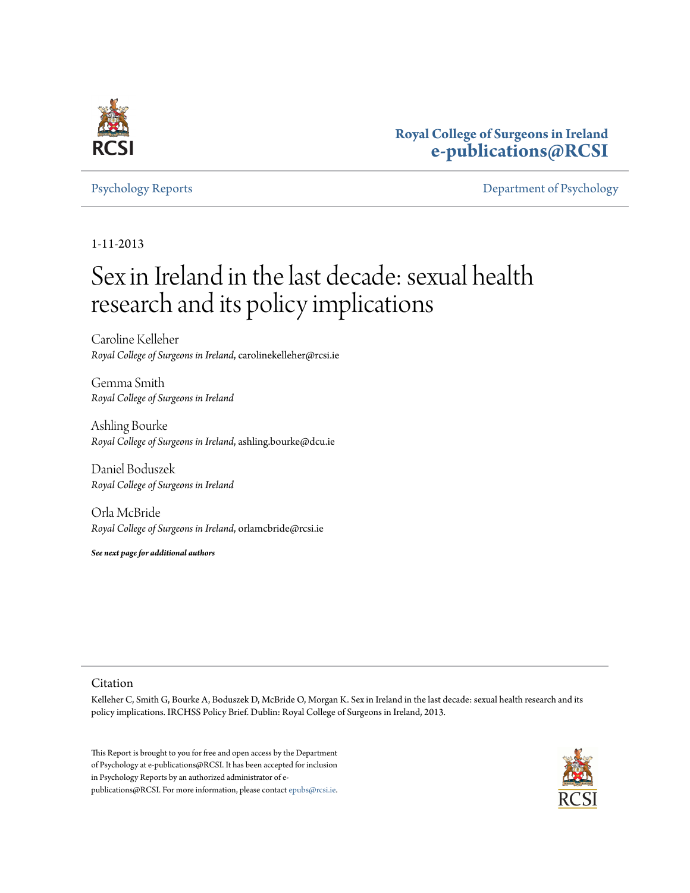Royal College of Surgeons in Ireland
**e-publications@RCSI**

Psychology Reports — Department of Psychology

1-11-2013

# Sex in Ireland in the last decade: sexual health research and its policy implications

Caroline Kelleher
*Royal College of Surgeons in Ireland*, carolinekelleher@rcsi.ie

Gemma Smith
*Royal College of Surgeons in Ireland*

Ashling Bourke
*Royal College of Surgeons in Ireland*, ashling.bourke@dcu.ie

Daniel Boduszek
*Royal College of Surgeons in Ireland*

Orla McBride
*Royal College of Surgeons in Ireland*, orlamcbride@rcsi.ie

***See next page for additional authors***

## Citation

Kelleher C, Smith G, Bourke A, Boduszek D, McBride O, Morgan K. Sex in Ireland in the last decade: sexual health research and its policy implications. IRCHSS Policy Brief. Dublin: Royal College of Surgeons in Ireland, 2013.

This Report is brought to you for free and open access by the Department of Psychology at e-publications@RCSI. It has been accepted for inclusion in Psychology Reports by an authorized administrator of e-publications@RCSI. For more information, please contact epubs@rcsi.ie.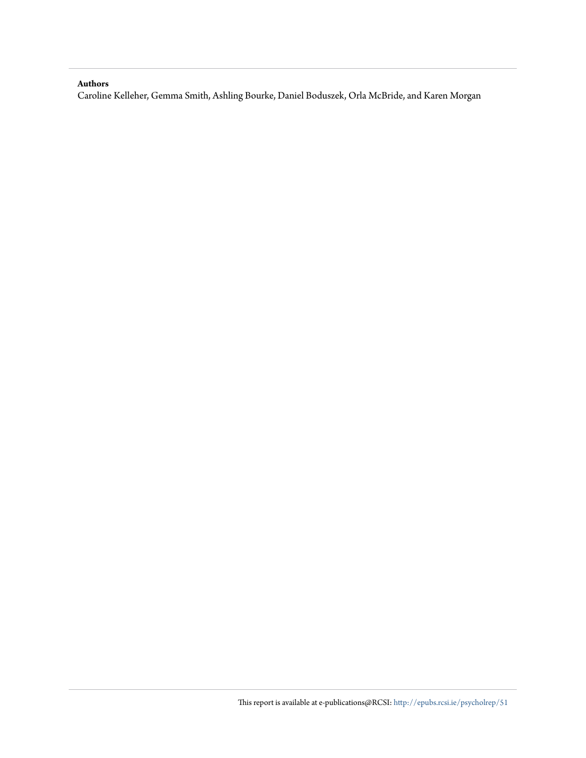**Authors**

Caroline Kelleher, Gemma Smith, Ashling Bourke, Daniel Boduszek, Orla McBride, and Karen Morgan

This report is available at e-publications@RCSI: http://epubs.rcsi.ie/psycholrep/51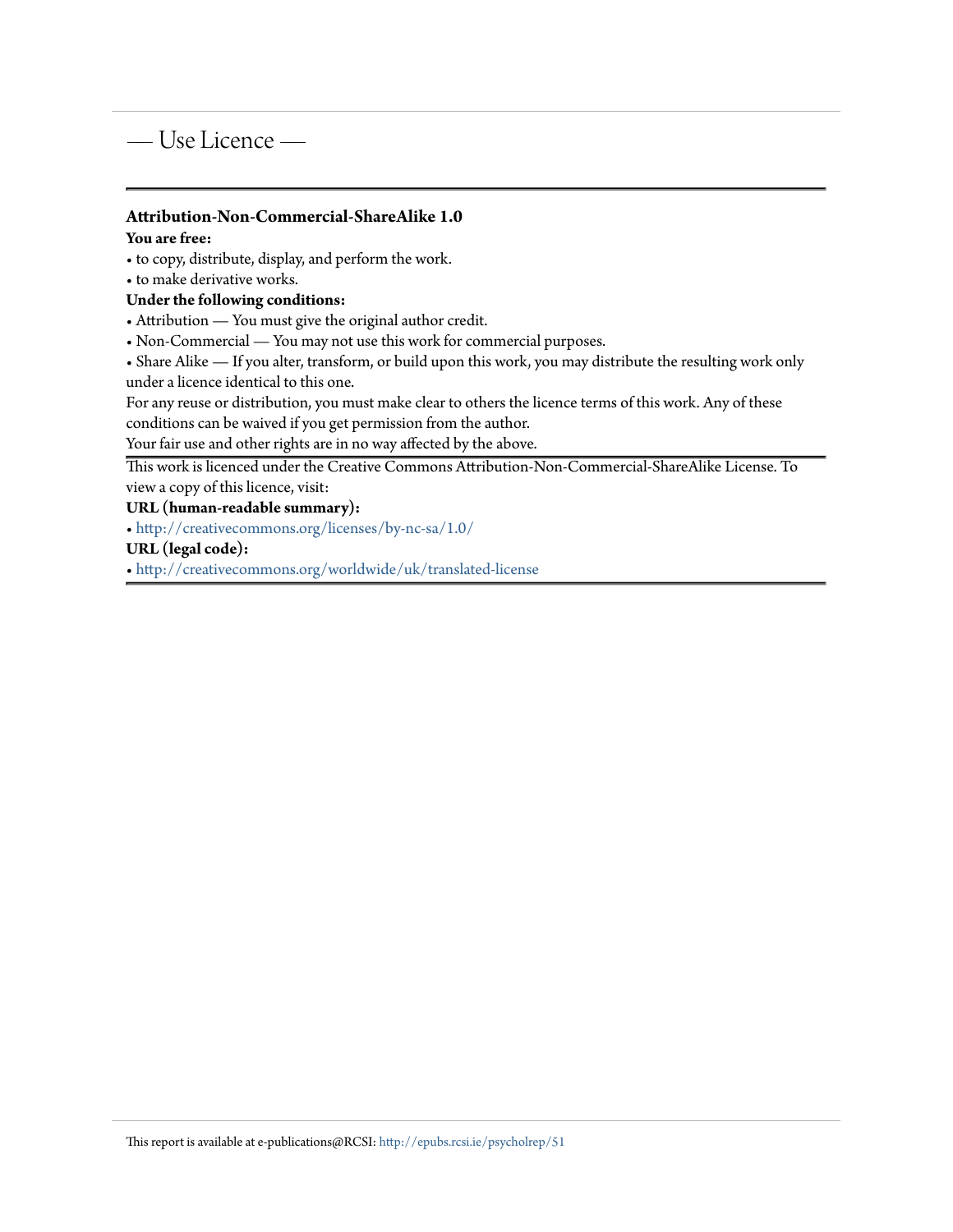# — Use Licence —

**Attribution-Non-Commercial-ShareAlike 1.0**

**You are free:**

- to copy, distribute, display, and perform the work.
- to make derivative works.

**Under the following conditions:**

- Attribution — You must give the original author credit.
- Non-Commercial — You may not use this work for commercial purposes.
- Share Alike — If you alter, transform, or build upon this work, you may distribute the resulting work only under a licence identical to this one.

For any reuse or distribution, you must make clear to others the licence terms of this work. Any of these conditions can be waived if you get permission from the author.

Your fair use and other rights are in no way affected by the above.

This work is licenced under the Creative Commons Attribution-Non-Commercial-ShareAlike License. To view a copy of this licence, visit:

**URL (human-readable summary):**

- http://creativecommons.org/licenses/by-nc-sa/1.0/

**URL (legal code):**

- http://creativecommons.org/worldwide/uk/translated-license

This report is available at e-publications@RCSI: http://epubs.rcsi.ie/psycholrep/51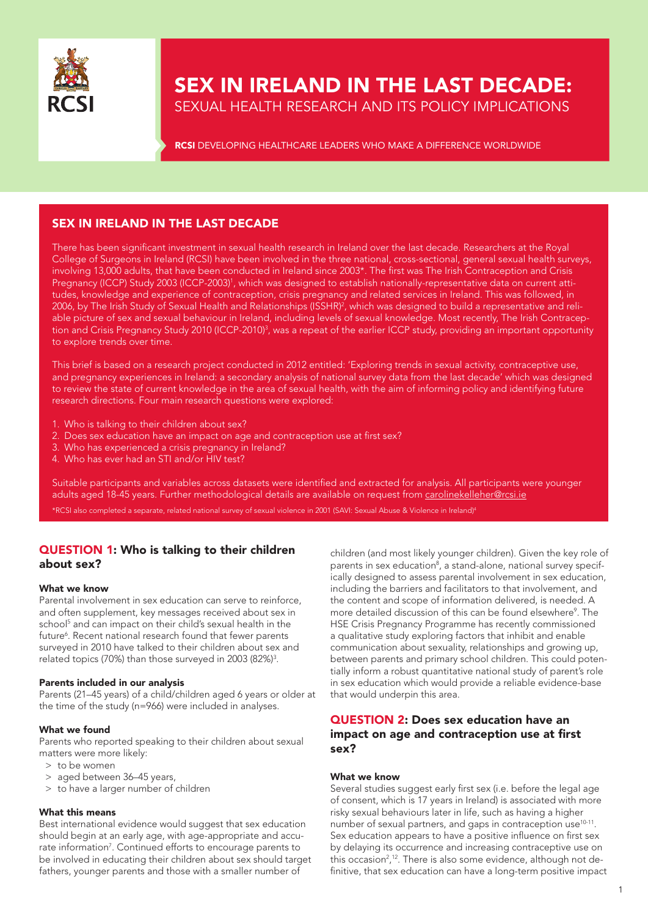# SEX IN IRELAND IN THE LAST DECADE:

SEXUAL HEALTH RESEARCH AND ITS POLICY IMPLICATIONS

**RCSI** DEVELOPING HEALTHCARE LEADERS WHO MAKE A DIFFERENCE WORLDWIDE

## SEX IN IRELAND IN THE LAST DECADE

There has been significant investment in sexual health research in Ireland over the last decade. Researchers at the Royal College of Surgeons in Ireland (RCSI) have been involved in the three national, cross-sectional, general sexual health surveys, involving 13,000 adults, that have been conducted in Ireland since 2003*. The first was The Irish Contraception and Crisis Pregnancy (ICCP) Study 2003 (ICCP-2003)[1], which was designed to establish nationally-representative data on current attitudes, knowledge and experience of contraception, crisis pregnancy and related services in Ireland. This was followed, in 2006, by The Irish Study of Sexual Health and Relationships (ISSHR)[2], which was designed to build a representative and reliable picture of sex and sexual behaviour in Ireland, including levels of sexual knowledge. Most recently, The Irish Contraception and Crisis Pregnancy Study 2010 (ICCP-2010)[3], was a repeat of the earlier ICCP study, providing an important opportunity to explore trends over time.

This brief is based on a research project conducted in 2012 entitled: 'Exploring trends in sexual activity, contraceptive use, and pregnancy experiences in Ireland: a secondary analysis of national survey data from the last decade' which was designed to review the state of current knowledge in the area of sexual health, with the aim of informing policy and identifying future research directions. Four main research questions were explored:

1. Who is talking to their children about sex?
2. Does sex education have an impact on age and contraception use at first sex?
3. Who has experienced a crisis pregnancy in Ireland?
4. Who has ever had an STI and/or HIV test?

Suitable participants and variables across datasets were identified and extracted for analysis. All participants were younger adults aged 18-45 years. Further methodological details are available on request from carolinekelleher@rcsi.ie

*RCSI also completed a separate, related national survey of sexual violence in 2001 (SAVI: Sexual Abuse & Violence in Ireland)[4]

## QUESTION 1: Who is talking to their children about sex?

#### What we know

Parental involvement in sex education can serve to reinforce, and often supplement, key messages received about sex in school[5] and can impact on their child's sexual health in the future[6]. Recent national research found that fewer parents surveyed in 2010 have talked to their children about sex and related topics (70%) than those surveyed in 2003 (82%)[3].

#### Parents included in our analysis

Parents (21–45 years) of a child/children aged 6 years or older at the time of the study (n=966) were included in analyses.

#### What we found

Parents who reported speaking to their children about sexual matters were more likely:

- to be women
- aged between 36–45 years,
- to have a larger number of children

#### What this means

Best international evidence would suggest that sex education should begin at an early age, with age-appropriate and accurate information[7]. Continued efforts to encourage parents to be involved in educating their children about sex should target fathers, younger parents and those with a smaller number of children (and most likely younger children). Given the key role of parents in sex education[8], a stand-alone, national survey specifically designed to assess parental involvement in sex education, including the barriers and facilitators to that involvement, and the content and scope of information delivered, is needed. A more detailed discussion of this can be found elsewhere[9]. The HSE Crisis Pregnancy Programme has recently commissioned a qualitative study exploring factors that inhibit and enable communication about sexuality, relationships and growing up, between parents and primary school children. This could potentially inform a robust quantitative national study of parent's role in sex education which would provide a reliable evidence-base that would underpin this area.

## QUESTION 2: Does sex education have an impact on age and contraception use at first sex?

#### What we know

Several studies suggest early first sex (i.e. before the legal age of consent, which is 17 years in Ireland) is associated with more risky sexual behaviours later in life, such as having a higher number of sexual partners, and gaps in contraception use[10-11]. Sex education appears to have a positive influence on first sex by delaying its occurrence and increasing contraceptive use on this occasion[2,12]. There is also some evidence, although not definitive, that sex education can have a long-term positive impact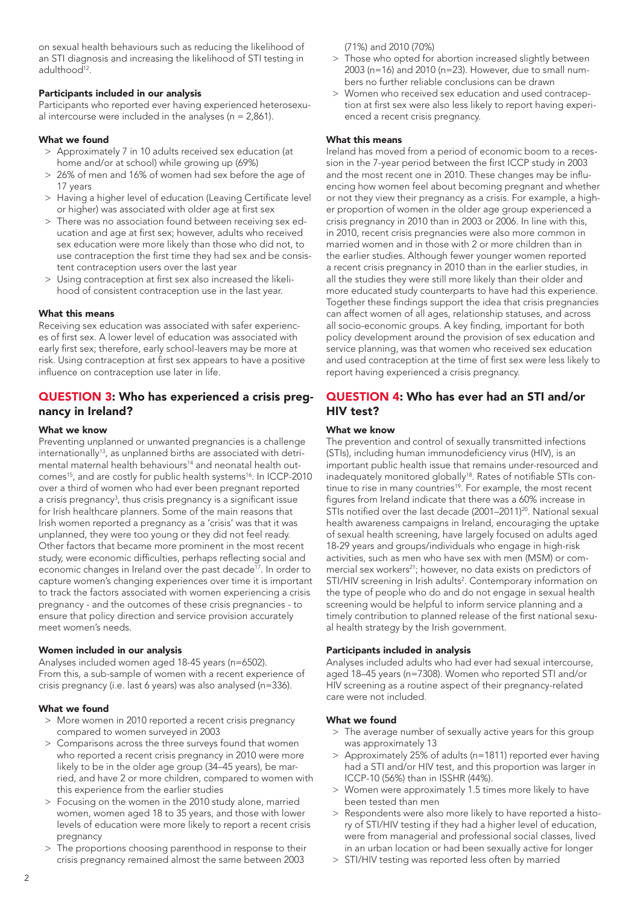on sexual health behaviours such as reducing the likelihood of an STI diagnosis and increasing the likelihood of STI testing in adulthood[12].

#### Participants included in our analysis

Participants who reported ever having experienced heterosexual intercourse were included in the analyses (n = 2,861).

#### What we found

- Approximately 7 in 10 adults received sex education (at home and/or at school) while growing up (69%)
- 26% of men and 16% of women had sex before the age of 17 years
- Having a higher level of education (Leaving Certificate level or higher) was associated with older age at first sex
- There was no association found between receiving sex education and age at first sex; however, adults who received sex education were more likely than those who did not, to use contraception the first time they had sex and be consistent contraception users over the last year
- Using contraception at first sex also increased the likelihood of consistent contraception use in the last year.

#### What this means

Receiving sex education was associated with safer experiences of first sex. A lower level of education was associated with early first sex; therefore, early school-leavers may be more at risk. Using contraception at first sex appears to have a positive influence on contraception use later in life.

### QUESTION 3: Who has experienced a crisis pregnancy in Ireland?

#### What we know

Preventing unplanned or unwanted pregnancies is a challenge internationally[13], as unplanned births are associated with detrimental maternal health behaviours[14] and neonatal health outcomes[15], and are costly for public health systems[16]. In ICCP-2010 over a third of women who had ever been pregnant reported a crisis pregnancy[3], thus crisis pregnancy is a significant issue for Irish healthcare planners. Some of the main reasons that Irish women reported a pregnancy as a 'crisis' was that it was unplanned, they were too young or they did not feel ready. Other factors that became more prominent in the most recent study, were economic difficulties, perhaps reflecting social and economic changes in Ireland over the past decade[17]. In order to capture women's changing experiences over time it is important to track the factors associated with women experiencing a crisis pregnancy - and the outcomes of these crisis pregnancies - to ensure that policy direction and service provision accurately meet women's needs.

#### Women included in our analysis

Analyses included women aged 18-45 years (n=6502). From this, a sub-sample of women with a recent experience of crisis pregnancy (i.e. last 6 years) was also analysed (n=336).

#### What we found

- More women in 2010 reported a recent crisis pregnancy compared to women surveyed in 2003
- Comparisons across the three surveys found that women who reported a recent crisis pregnancy in 2010 were more likely to be in the older age group (34–45 years), be married, and have 2 or more children, compared to women with this experience from the earlier studies
- Focusing on the women in the 2010 study alone, married women, women aged 18 to 35 years, and those with lower levels of education were more likely to report a recent crisis pregnancy
- The proportions choosing parenthood in response to their crisis pregnancy remained almost the same between 2003 (71%) and 2010 (70%)
- Those who opted for abortion increased slightly between 2003 (n=16) and 2010 (n=23). However, due to small numbers no further reliable conclusions can be drawn
- Women who received sex education and used contraception at first sex were also less likely to report having experienced a recent crisis pregnancy.

#### What this means

Ireland has moved from a period of economic boom to a recession in the 7-year period between the first ICCP study in 2003 and the most recent one in 2010. These changes may be influencing how women feel about becoming pregnant and whether or not they view their pregnancy as a crisis. For example, a higher proportion of women in the older age group experienced a crisis pregnancy in 2010 than in 2003 or 2006. In line with this, in 2010, recent crisis pregnancies were also more common in married women and in those with 2 or more children than in the earlier studies. Although fewer younger women reported a recent crisis pregnancy in 2010 than in the earlier studies, in all the studies they were still more likely than their older and more educated study counterparts to have had this experience. Together these findings support the idea that crisis pregnancies can affect women of all ages, relationship statuses, and across all socio-economic groups. A key finding, important for both policy development around the provision of sex education and service planning, was that women who received sex education and used contraception at the time of first sex were less likely to report having experienced a crisis pregnancy.

### QUESTION 4: Who has ever had an STI and/or HIV test?

#### What we know

The prevention and control of sexually transmitted infections (STIs), including human immunodeficiency virus (HIV), is an important public health issue that remains under-resourced and inadequately monitored globally[18]. Rates of notifiable STIs continue to rise in many countries[19]. For example, the most recent figures from Ireland indicate that there was a 60% increase in STIs notified over the last decade (2001–2011)[20]. National sexual health awareness campaigns in Ireland, encouraging the uptake of sexual health screening, have largely focused on adults aged 18-29 years and groups/individuals who engage in high-risk activities, such as men who have sex with men (MSM) or commercial sex workers[21]; however, no data exists on predictors of STI/HIV screening in Irish adults[2]. Contemporary information on the type of people who do and do not engage in sexual health screening would be helpful to inform service planning and a timely contribution to planned release of the first national sexual health strategy by the Irish government.

#### Participants included in analysis

Analyses included adults who had ever had sexual intercourse, aged 18–45 years (n=7308). Women who reported STI and/or HIV screening as a routine aspect of their pregnancy-related care were not included.

#### What we found

- The average number of sexually active years for this group was approximately 13
- Approximately 25% of adults (n=1811) reported ever having had a STI and/or HIV test, and this proportion was larger in ICCP-10 (56%) than in ISSHR (44%).
- Women were approximately 1.5 times more likely to have been tested than men
- Respondents were also more likely to have reported a history of STI/HIV testing if they had a higher level of education, were from managerial and professional social classes, lived in an urban location or had been sexually active for longer
- STI/HIV testing was reported less often by married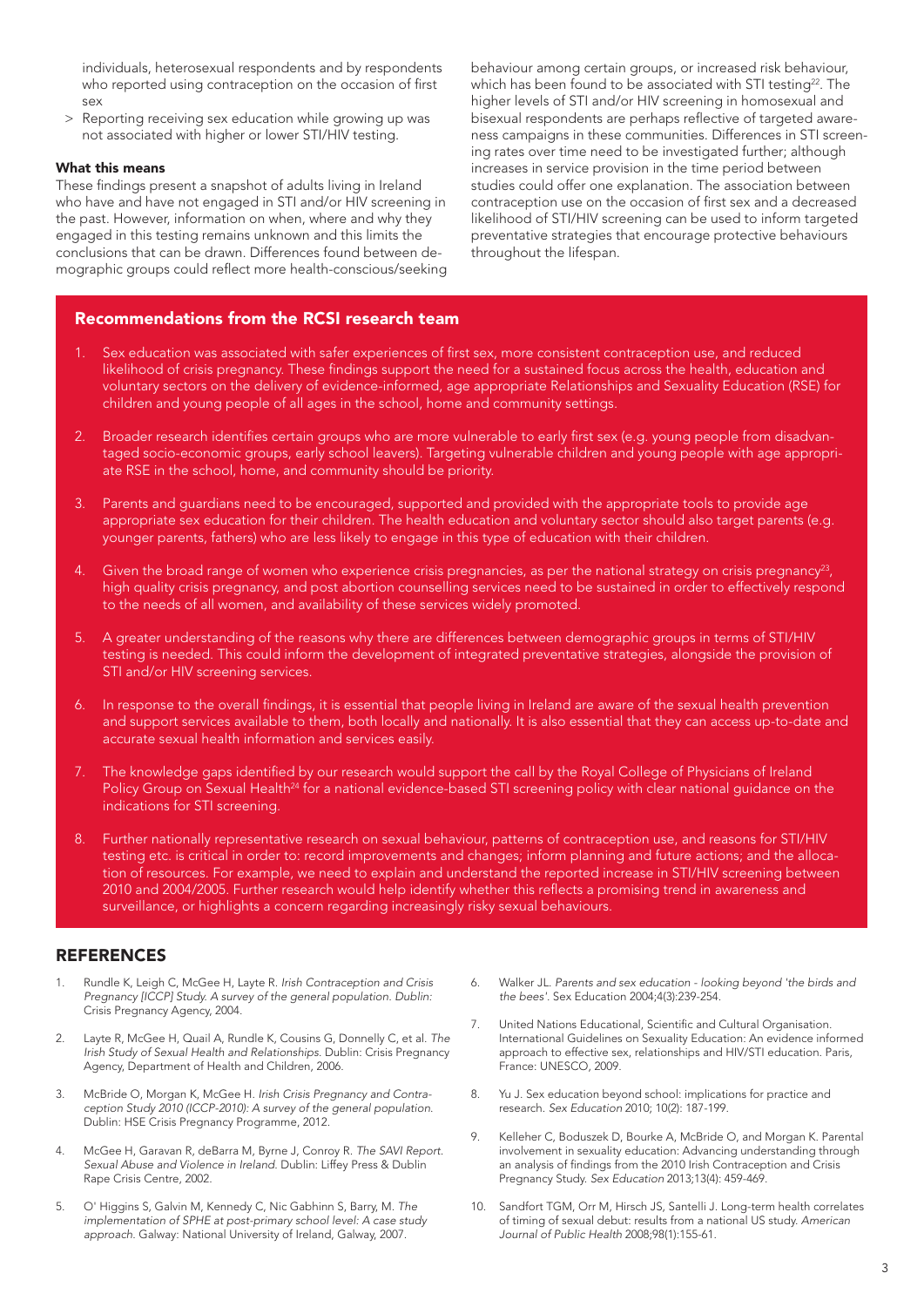individuals, heterosexual respondents and by respondents who reported using contraception on the occasion of first sex

> Reporting receiving sex education while growing up was not associated with higher or lower STI/HIV testing.

**What this means**

These findings present a snapshot of adults living in Ireland who have and have not engaged in STI and/or HIV screening in the past. However, information on when, where and why they engaged in this testing remains unknown and this limits the conclusions that can be drawn. Differences found between demographic groups could reflect more health-conscious/seeking behaviour among certain groups, or increased risk behaviour, which has been found to be associated with STI testing[22]. The higher levels of STI and/or HIV screening in homosexual and bisexual respondents are perhaps reflective of targeted awareness campaigns in these communities. Differences in STI screening rates over time need to be investigated further; although increases in service provision in the time period between studies could offer one explanation. The association between contraception use on the occasion of first sex and a decreased likelihood of STI/HIV screening can be used to inform targeted preventative strategies that encourage protective behaviours throughout the lifespan.

## Recommendations from the RCSI research team

1. Sex education was associated with safer experiences of first sex, more consistent contraception use, and reduced likelihood of crisis pregnancy. These findings support the need for a sustained focus across the health, education and voluntary sectors on the delivery of evidence-informed, age appropriate Relationships and Sexuality Education (RSE) for children and young people of all ages in the school, home and community settings.
2. Broader research identifies certain groups who are more vulnerable to early first sex (e.g. young people from disadvantaged socio-economic groups, early school leavers). Targeting vulnerable children and young people with age appropriate RSE in the school, home, and community should be priority.
3. Parents and guardians need to be encouraged, supported and provided with the appropriate tools to provide age appropriate sex education for their children. The health education and voluntary sector should also target parents (e.g. younger parents, fathers) who are less likely to engage in this type of education with their children.
4. Given the broad range of women who experience crisis pregnancies, as per the national strategy on crisis pregnancy[23], high quality crisis pregnancy, and post abortion counselling services need to be sustained in order to effectively respond to the needs of all women, and availability of these services widely promoted.
5. A greater understanding of the reasons why there are differences between demographic groups in terms of STI/HIV testing is needed. This could inform the development of integrated preventative strategies, alongside the provision of STI and/or HIV screening services.
6. In response to the overall findings, it is essential that people living in Ireland are aware of the sexual health prevention and support services available to them, both locally and nationally. It is also essential that they can access up-to-date and accurate sexual health information and services easily.
7. The knowledge gaps identified by our research would support the call by the Royal College of Physicians of Ireland Policy Group on Sexual Health[24] for a national evidence-based STI screening policy with clear national guidance on the indications for STI screening.
8. Further nationally representative research on sexual behaviour, patterns of contraception use, and reasons for STI/HIV testing etc. is critical in order to: record improvements and changes; inform planning and future actions; and the allocation of resources. For example, we need to explain and understand the reported increase in STI/HIV screening between 2010 and 2004/2005. Further research would help identify whether this reflects a promising trend in awareness and surveillance, or highlights a concern regarding increasingly risky sexual behaviours.

## REFERENCES

1. Rundle K, Leigh C, McGee H, Layte R. *Irish Contraception and Crisis Pregnancy [ICCP] Study. A survey of the general population. Dublin:* Crisis Pregnancy Agency, 2004.
2. Layte R, McGee H, Quail A, Rundle K, Cousins G, Donnelly C, et al. *The Irish Study of Sexual Health and Relationships.* Dublin: Crisis Pregnancy Agency, Department of Health and Children, 2006.
3. McBride O, Morgan K, McGee H. *Irish Crisis Pregnancy and Contraception Study 2010 (ICCP-2010): A survey of the general population.* Dublin: HSE Crisis Pregnancy Programme, 2012.
4. McGee H, Garavan R, deBarra M, Byrne J, Conroy R. *The SAVI Report. Sexual Abuse and Violence in Ireland.* Dublin: Liffey Press & Dublin Rape Crisis Centre, 2002.
5. O' Higgins S, Galvin M, Kennedy C, Nic Gabhinn S, Barry, M. *The implementation of SPHE at post-primary school level: A case study approach.* Galway: National University of Ireland, Galway, 2007.
6. Walker JL. *Parents and sex education - looking beyond 'the birds and the bees'.* Sex Education 2004;4(3):239-254.
7. United Nations Educational, Scientific and Cultural Organisation. International Guidelines on Sexuality Education: An evidence informed approach to effective sex, relationships and HIV/STI education. Paris, France: UNESCO, 2009.
8. Yu J. Sex education beyond school: implications for practice and research. *Sex Education* 2010; 10(2): 187-199.
9. Kelleher C, Boduszek D, Bourke A, McBride O, and Morgan K. Parental involvement in sexuality education: Advancing understanding through an analysis of findings from the 2010 Irish Contraception and Crisis Pregnancy Study. *Sex Education* 2013;13(4): 459-469.
10. Sandfort TGM, Orr M, Hirsch JS, Santelli J. Long-term health correlates of timing of sexual debut: results from a national US study. *American Journal of Public Health* 2008;98(1):155-61.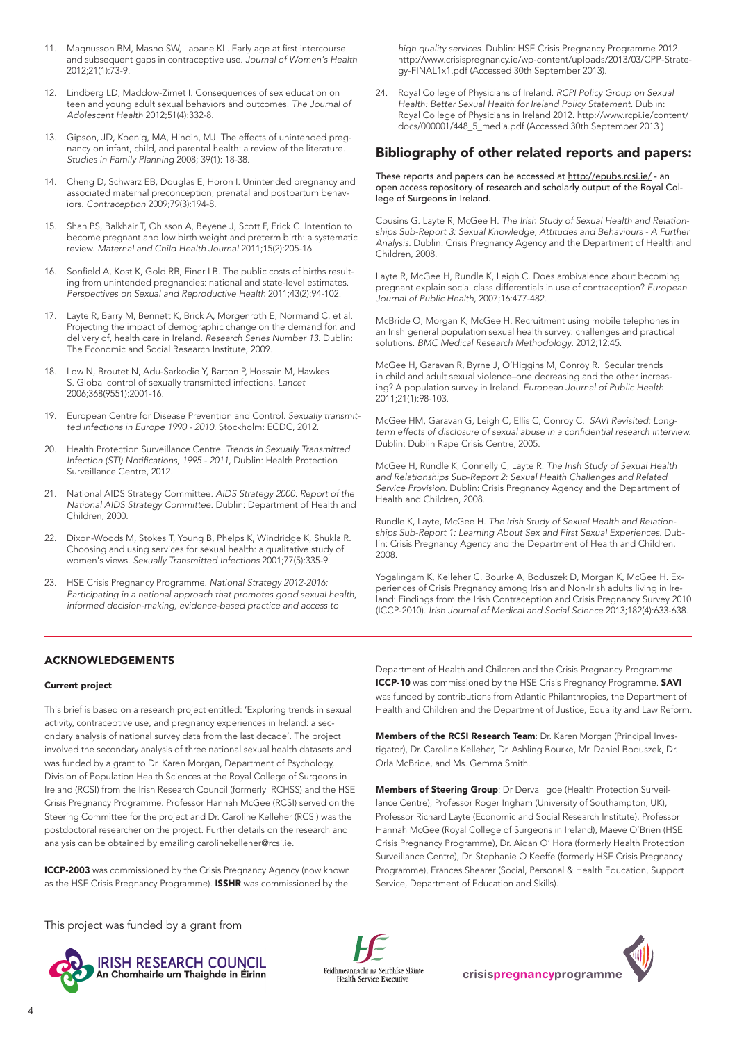11. Magnusson BM, Masho SW, Lapane KL. Early age at first intercourse and subsequent gaps in contraceptive use. *Journal of Women's Health* 2012;21(1):73-9.

12. Lindberg LD, Maddow-Zimet I. Consequences of sex education on teen and young adult sexual behaviors and outcomes. *The Journal of Adolescent Health* 2012;51(4):332-8.

13. Gipson, JD, Koenig, MA, Hindin, MJ. The effects of unintended pregnancy on infant, child, and parental health: a review of the literature. *Studies in Family Planning* 2008; 39(1): 18-38.

14. Cheng D, Schwarz EB, Douglas E, Horon I. Unintended pregnancy and associated maternal preconception, prenatal and postpartum behaviors. *Contraception* 2009;79(3):194-8.

15. Shah PS, Balkhair T, Ohlsson A, Beyene J, Scott F, Frick C. Intention to become pregnant and low birth weight and preterm birth: a systematic review. *Maternal and Child Health Journal* 2011;15(2):205-16.

16. Sonfield A, Kost K, Gold RB, Finer LB. The public costs of births resulting from unintended pregnancies: national and state-level estimates. *Perspectives on Sexual and Reproductive Health* 2011;43(2):94-102.

17. Layte R, Barry M, Bennett K, Brick A, Morgenroth E, Normand C, et al. Projecting the impact of demographic change on the demand for, and delivery of, health care in Ireland. *Research Series Number 13.* Dublin: The Economic and Social Research Institute, 2009.

18. Low N, Broutet N, Adu-Sarkodie Y, Barton P, Hossain M, Hawkes S. Global control of sexually transmitted infections. *Lancet* 2006;368(9551):2001-16.

19. European Centre for Disease Prevention and Control. *Sexually transmitted infections in Europe 1990 - 2010.* Stockholm: ECDC, 2012.

20. Health Protection Surveillance Centre. *Trends in Sexually Transmitted Infection (STI) Notifications, 1995 - 2011*, Dublin: Health Protection Surveillance Centre, 2012.

21. National AIDS Strategy Committee. *AIDS Strategy 2000: Report of the National AIDS Strategy Committee.* Dublin: Department of Health and Children, 2000.

22. Dixon-Woods M, Stokes T, Young B, Phelps K, Windridge K, Shukla R. Choosing and using services for sexual health: a qualitative study of women's views. *Sexually Transmitted Infections* 2001;77(5):335-9.

23. HSE Crisis Pregnancy Programme. *National Strategy 2012-2016: Participating in a national approach that promotes good sexual health, informed decision-making, evidence-based practice and access to high quality services.* Dublin: HSE Crisis Pregnancy Programme 2012. http://www.crisispregnancy.ie/wp-content/uploads/2013/03/CPP-Strategy-FINAL1x1.pdf (Accessed 30th September 2013).

24. Royal College of Physicians of Ireland. *RCPI Policy Group on Sexual Health: Better Sexual Health for Ireland Policy Statement.* Dublin: Royal College of Physicians in Ireland 2012. http://www.rcpi.ie/content/docs/000001/448_5_media.pdf (Accessed 30th September 2013 )

## Bibliography of other related reports and papers:

These reports and papers can be accessed at http://epubs.rcsi.ie/ - an open access repository of research and scholarly output of the Royal College of Surgeons in Ireland.

Cousins G. Layte R, McGee H. *The Irish Study of Sexual Health and Relationships Sub-Report 3: Sexual Knowledge, Attitudes and Behaviours - A Further Analysis.* Dublin: Crisis Pregnancy Agency and the Department of Health and Children, 2008.

Layte R, McGee H, Rundle K, Leigh C. Does ambivalence about becoming pregnant explain social class differentials in use of contraception? *European Journal of Public Health*, 2007;16:477-482.

McBride O, Morgan K, McGee H. Recruitment using mobile telephones in an Irish general population sexual health survey: challenges and practical solutions. *BMC Medical Research Methodology*. 2012;12:45.

McGee H, Garavan R, Byrne J, O'Higgins M, Conroy R. Secular trends in child and adult sexual violence–one decreasing and the other increasing? A population survey in Ireland. *European Journal of Public Health* 2011;21(1):98-103.

McGee HM, Garavan G, Leigh C, Ellis C, Conroy C. *SAVI Revisited: Long-term effects of disclosure of sexual abuse in a confidential research interview.* Dublin: Dublin Rape Crisis Centre, 2005.

McGee H, Rundle K, Connelly C, Layte R. *The Irish Study of Sexual Health and Relationships Sub-Report 2: Sexual Health Challenges and Related Service Provision.* Dublin: Crisis Pregnancy Agency and the Department of Health and Children, 2008.

Rundle K, Layte, McGee H. *The Irish Study of Sexual Health and Relationships Sub-Report 1: Learning About Sex and First Sexual Experiences.* Dublin: Crisis Pregnancy Agency and the Department of Health and Children, 2008.

Yogalingam K, Kelleher C, Bourke A, Boduszek D, Morgan K, McGee H. Experiences of Crisis Pregnancy among Irish and Non-Irish adults living in Ireland: Findings from the Irish Contraception and Crisis Pregnancy Survey 2010 (ICCP-2010). *Irish Journal of Medical and Social Science* 2013;182(4):633-638.

## ACKNOWLEDGEMENTS

### Current project

This brief is based on a research project entitled: 'Exploring trends in sexual activity, contraceptive use, and pregnancy experiences in Ireland: a secondary analysis of national survey data from the last decade'. The project involved the secondary analysis of three national sexual health datasets and was funded by a grant to Dr. Karen Morgan, Department of Psychology, Division of Population Health Sciences at the Royal College of Surgeons in Ireland (RCSI) from the Irish Research Council (formerly IRCHSS) and the HSE Crisis Pregnancy Programme. Professor Hannah McGee (RCSI) served on the Steering Committee for the project and Dr. Caroline Kelleher (RCSI) was the postdoctoral researcher on the project. Further details on the research and analysis can be obtained by emailing carolinekelleher@rcsi.ie.

**ICCP-2003** was commissioned by the Crisis Pregnancy Agency (now known as the HSE Crisis Pregnancy Programme). **ISSHR** was commissioned by the Department of Health and Children and the Crisis Pregnancy Programme. **ICCP-10** was commissioned by the HSE Crisis Pregnancy Programme. **SAVI** was funded by contributions from Atlantic Philanthropies, the Department of Health and Children and the Department of Justice, Equality and Law Reform.

**Members of the RCSI Research Team**: Dr. Karen Morgan (Principal Investigator), Dr. Caroline Kelleher, Dr. Ashling Bourke, Mr. Daniel Boduszek, Dr. Orla McBride, and Ms. Gemma Smith.

**Members of Steering Group**: Dr Derval Igoe (Health Protection Surveillance Centre), Professor Roger Ingham (University of Southampton, UK), Professor Richard Layte (Economic and Social Research Institute), Professor Hannah McGee (Royal College of Surgeons in Ireland), Maeve O'Brien (HSE Crisis Pregnancy Programme), Dr. Aidan O' Hora (formerly Health Protection Surveillance Centre), Dr. Stephanie O Keeffe (formerly HSE Crisis Pregnancy Programme), Frances Shearer (Social, Personal & Health Education, Support Service, Department of Education and Skills).

This project was funded by a grant from

IRISH RESEARCH COUNCIL
An Chomhairle um Thaighde in Éirinn

Feidhmeannacht na Seirbhíse Sláinte
Health Service Executive

crisispregnancyprogramme